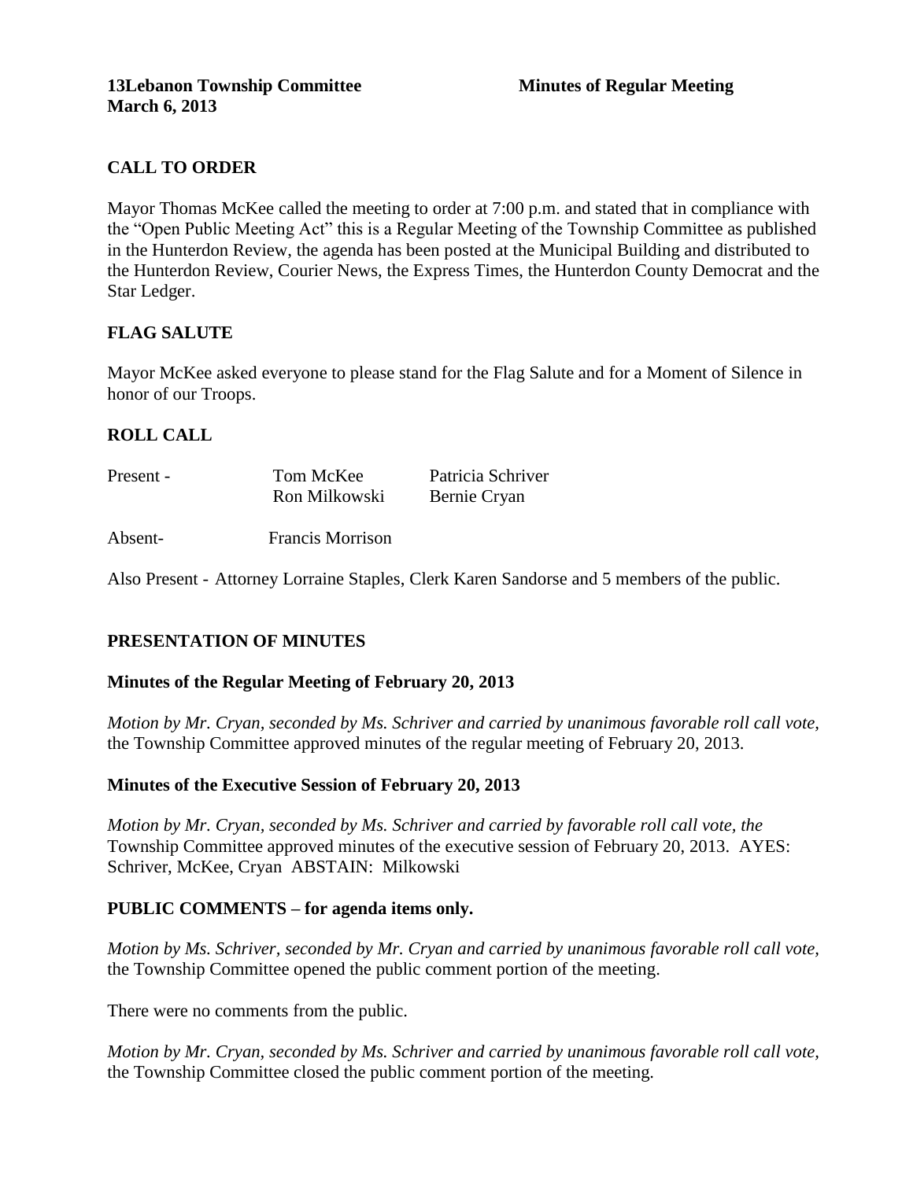**13Lebanon Township Committee** **Minutes of Regular Meeting**
**March 6, 2013**

## CALL TO ORDER

Mayor Thomas McKee called the meeting to order at 7:00 p.m. and stated that in compliance with the "Open Public Meeting Act" this is a Regular Meeting of the Township Committee as published in the Hunterdon Review, the agenda has been posted at the Municipal Building and distributed to the Hunterdon Review, Courier News, the Express Times, the Hunterdon County Democrat and the Star Ledger.

## FLAG SALUTE

Mayor McKee asked everyone to please stand for the Flag Salute and for a Moment of Silence in honor of our Troops.

## ROLL CALL

Present - Tom McKee, Patricia Schriver, Ron Milkowski, Bernie Cryan

Absent- Francis Morrison

Also Present - Attorney Lorraine Staples, Clerk Karen Sandorse and 5 members of the public.

## PRESENTATION OF MINUTES

### Minutes of the Regular Meeting of February 20, 2013

*Motion by Mr. Cryan, seconded by Ms. Schriver and carried by unanimous favorable roll call vote,* the Township Committee approved minutes of the regular meeting of February 20, 2013.

### Minutes of the Executive Session of February 20, 2013

*Motion by Mr. Cryan, seconded by Ms. Schriver and carried by favorable roll call vote, the* Township Committee approved minutes of the executive session of February 20, 2013. AYES: Schriver, McKee, Cryan ABSTAIN: Milkowski

## PUBLIC COMMENTS – for agenda items only.

*Motion by Ms. Schriver, seconded by Mr. Cryan and carried by unanimous favorable roll call vote,* the Township Committee opened the public comment portion of the meeting.

There were no comments from the public.

*Motion by Mr. Cryan, seconded by Ms. Schriver and carried by unanimous favorable roll call vote,* the Township Committee closed the public comment portion of the meeting.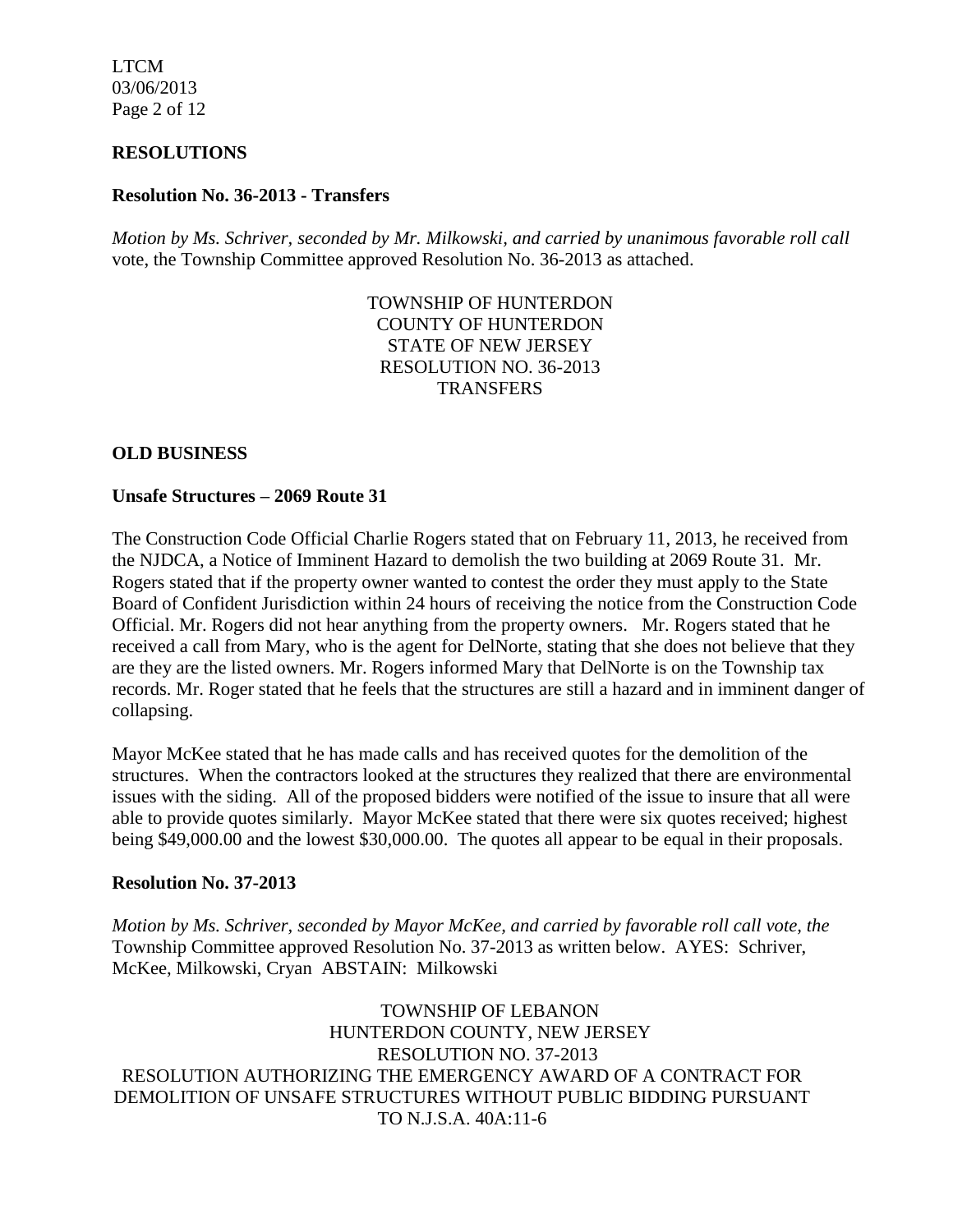## RESOLUTIONS

**Resolution No. 36-2013 - Transfers**

*Motion by Ms. Schriver, seconded by Mr. Milkowski, and carried by unanimous favorable roll call* vote, the Township Committee approved Resolution No. 36-2013 as attached.

TOWNSHIP OF HUNTERDON
COUNTY OF HUNTERDON
STATE OF NEW JERSEY
RESOLUTION NO. 36-2013
TRANSFERS

## OLD BUSINESS

**Unsafe Structures – 2069 Route 31**

The Construction Code Official Charlie Rogers stated that on February 11, 2013, he received from the NJDCA, a Notice of Imminent Hazard to demolish the two building at 2069 Route 31. Mr. Rogers stated that if the property owner wanted to contest the order they must apply to the State Board of Confident Jurisdiction within 24 hours of receiving the notice from the Construction Code Official. Mr. Rogers did not hear anything from the property owners. Mr. Rogers stated that he received a call from Mary, who is the agent for DelNorte, stating that she does not believe that they are they are the listed owners. Mr. Rogers informed Mary that DelNorte is on the Township tax records. Mr. Roger stated that he feels that the structures are still a hazard and in imminent danger of collapsing.

Mayor McKee stated that he has made calls and has received quotes for the demolition of the structures. When the contractors looked at the structures they realized that there are environmental issues with the siding. All of the proposed bidders were notified of the issue to insure that all were able to provide quotes similarly. Mayor McKee stated that there were six quotes received; highest being $49,000.00 and the lowest $30,000.00. The quotes all appear to be equal in their proposals.

**Resolution No. 37-2013**

*Motion by Ms. Schriver, seconded by Mayor McKee, and carried by favorable roll call vote, the* Township Committee approved Resolution No. 37-2013 as written below. AYES: Schriver, McKee, Milkowski, Cryan ABSTAIN: Milkowski

TOWNSHIP OF LEBANON
HUNTERDON COUNTY, NEW JERSEY
RESOLUTION NO. 37-2013
RESOLUTION AUTHORIZING THE EMERGENCY AWARD OF A CONTRACT FOR DEMOLITION OF UNSAFE STRUCTURES WITHOUT PUBLIC BIDDING PURSUANT TO N.J.S.A. 40A:11-6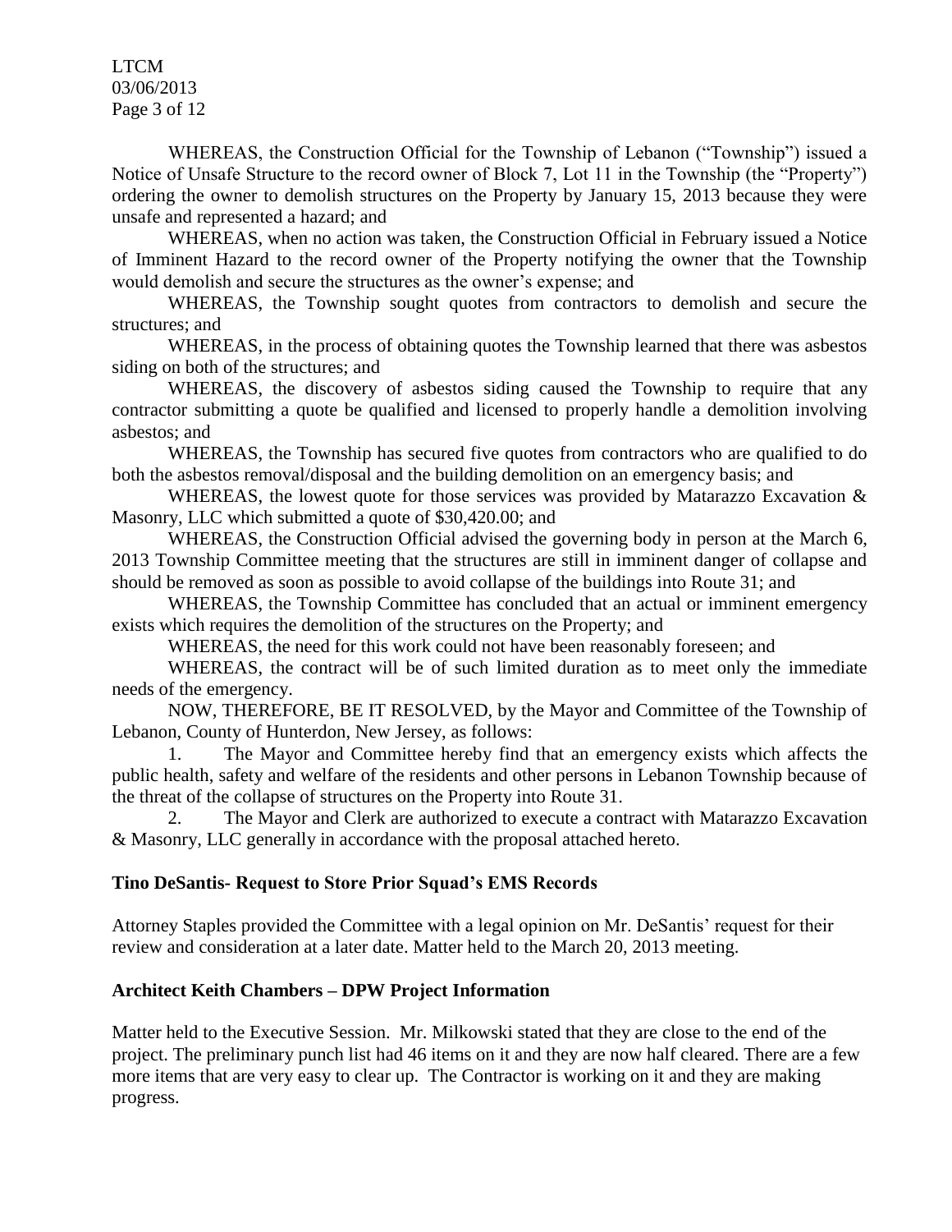WHEREAS, the Construction Official for the Township of Lebanon ("Township") issued a Notice of Unsafe Structure to the record owner of Block 7, Lot 11 in the Township (the "Property") ordering the owner to demolish structures on the Property by January 15, 2013 because they were unsafe and represented a hazard; and

WHEREAS, when no action was taken, the Construction Official in February issued a Notice of Imminent Hazard to the record owner of the Property notifying the owner that the Township would demolish and secure the structures as the owner's expense; and

WHEREAS, the Township sought quotes from contractors to demolish and secure the structures; and

WHEREAS, in the process of obtaining quotes the Township learned that there was asbestos siding on both of the structures; and

WHEREAS, the discovery of asbestos siding caused the Township to require that any contractor submitting a quote be qualified and licensed to properly handle a demolition involving asbestos; and

WHEREAS, the Township has secured five quotes from contractors who are qualified to do both the asbestos removal/disposal and the building demolition on an emergency basis; and

WHEREAS, the lowest quote for those services was provided by Matarazzo Excavation & Masonry, LLC which submitted a quote of $30,420.00; and

WHEREAS, the Construction Official advised the governing body in person at the March 6, 2013 Township Committee meeting that the structures are still in imminent danger of collapse and should be removed as soon as possible to avoid collapse of the buildings into Route 31; and

WHEREAS, the Township Committee has concluded that an actual or imminent emergency exists which requires the demolition of the structures on the Property; and

WHEREAS, the need for this work could not have been reasonably foreseen; and

WHEREAS, the contract will be of such limited duration as to meet only the immediate needs of the emergency.

NOW, THEREFORE, BE IT RESOLVED, by the Mayor and Committee of the Township of Lebanon, County of Hunterdon, New Jersey, as follows:

1. The Mayor and Committee hereby find that an emergency exists which affects the public health, safety and welfare of the residents and other persons in Lebanon Township because of the threat of the collapse of structures on the Property into Route 31.

2. The Mayor and Clerk are authorized to execute a contract with Matarazzo Excavation & Masonry, LLC generally in accordance with the proposal attached hereto.

**Tino DeSantis- Request to Store Prior Squad's EMS Records**

Attorney Staples provided the Committee with a legal opinion on Mr. DeSantis' request for their review and consideration at a later date. Matter held to the March 20, 2013 meeting.

**Architect Keith Chambers – DPW Project Information**

Matter held to the Executive Session. Mr. Milkowski stated that they are close to the end of the project. The preliminary punch list had 46 items on it and they are now half cleared. There are a few more items that are very easy to clear up. The Contractor is working on it and they are making progress.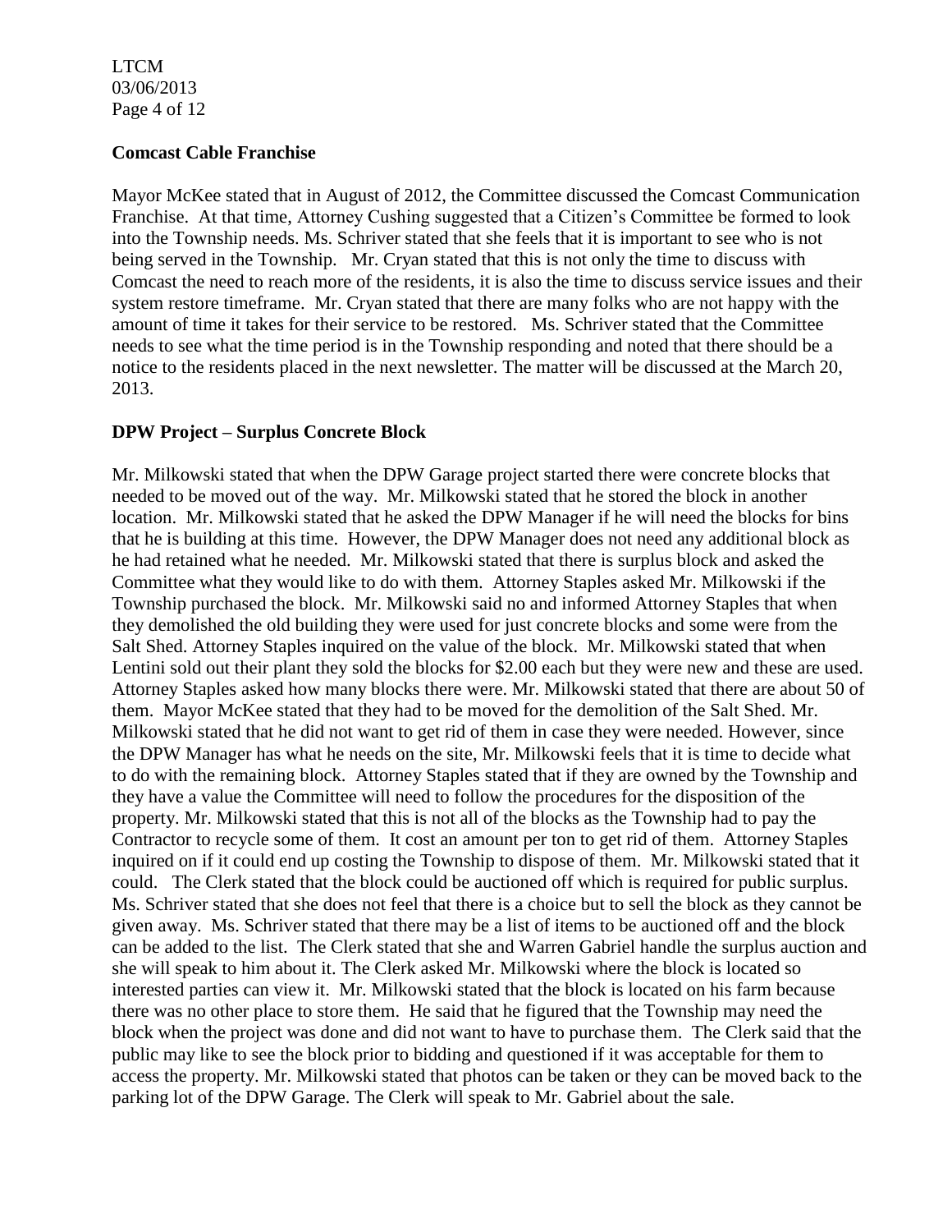### Comcast Cable Franchise

Mayor McKee stated that in August of 2012, the Committee discussed the Comcast Communication Franchise. At that time, Attorney Cushing suggested that a Citizen's Committee be formed to look into the Township needs. Ms. Schriver stated that she feels that it is important to see who is not being served in the Township. Mr. Cryan stated that this is not only the time to discuss with Comcast the need to reach more of the residents, it is also the time to discuss service issues and their system restore timeframe. Mr. Cryan stated that there are many folks who are not happy with the amount of time it takes for their service to be restored. Ms. Schriver stated that the Committee needs to see what the time period is in the Township responding and noted that there should be a notice to the residents placed in the next newsletter. The matter will be discussed at the March 20, 2013.

### DPW Project – Surplus Concrete Block

Mr. Milkowski stated that when the DPW Garage project started there were concrete blocks that needed to be moved out of the way. Mr. Milkowski stated that he stored the block in another location. Mr. Milkowski stated that he asked the DPW Manager if he will need the blocks for bins that he is building at this time. However, the DPW Manager does not need any additional block as he had retained what he needed. Mr. Milkowski stated that there is surplus block and asked the Committee what they would like to do with them. Attorney Staples asked Mr. Milkowski if the Township purchased the block. Mr. Milkowski said no and informed Attorney Staples that when they demolished the old building they were used for just concrete blocks and some were from the Salt Shed. Attorney Staples inquired on the value of the block. Mr. Milkowski stated that when Lentini sold out their plant they sold the blocks for $2.00 each but they were new and these are used. Attorney Staples asked how many blocks there were. Mr. Milkowski stated that there are about 50 of them. Mayor McKee stated that they had to be moved for the demolition of the Salt Shed. Mr. Milkowski stated that he did not want to get rid of them in case they were needed. However, since the DPW Manager has what he needs on the site, Mr. Milkowski feels that it is time to decide what to do with the remaining block. Attorney Staples stated that if they are owned by the Township and they have a value the Committee will need to follow the procedures for the disposition of the property. Mr. Milkowski stated that this is not all of the blocks as the Township had to pay the Contractor to recycle some of them. It cost an amount per ton to get rid of them. Attorney Staples inquired on if it could end up costing the Township to dispose of them. Mr. Milkowski stated that it could. The Clerk stated that the block could be auctioned off which is required for public surplus. Ms. Schriver stated that she does not feel that there is a choice but to sell the block as they cannot be given away. Ms. Schriver stated that there may be a list of items to be auctioned off and the block can be added to the list. The Clerk stated that she and Warren Gabriel handle the surplus auction and she will speak to him about it. The Clerk asked Mr. Milkowski where the block is located so interested parties can view it. Mr. Milkowski stated that the block is located on his farm because there was no other place to store them. He said that he figured that the Township may need the block when the project was done and did not want to have to purchase them. The Clerk said that the public may like to see the block prior to bidding and questioned if it was acceptable for them to access the property. Mr. Milkowski stated that photos can be taken or they can be moved back to the parking lot of the DPW Garage. The Clerk will speak to Mr. Gabriel about the sale.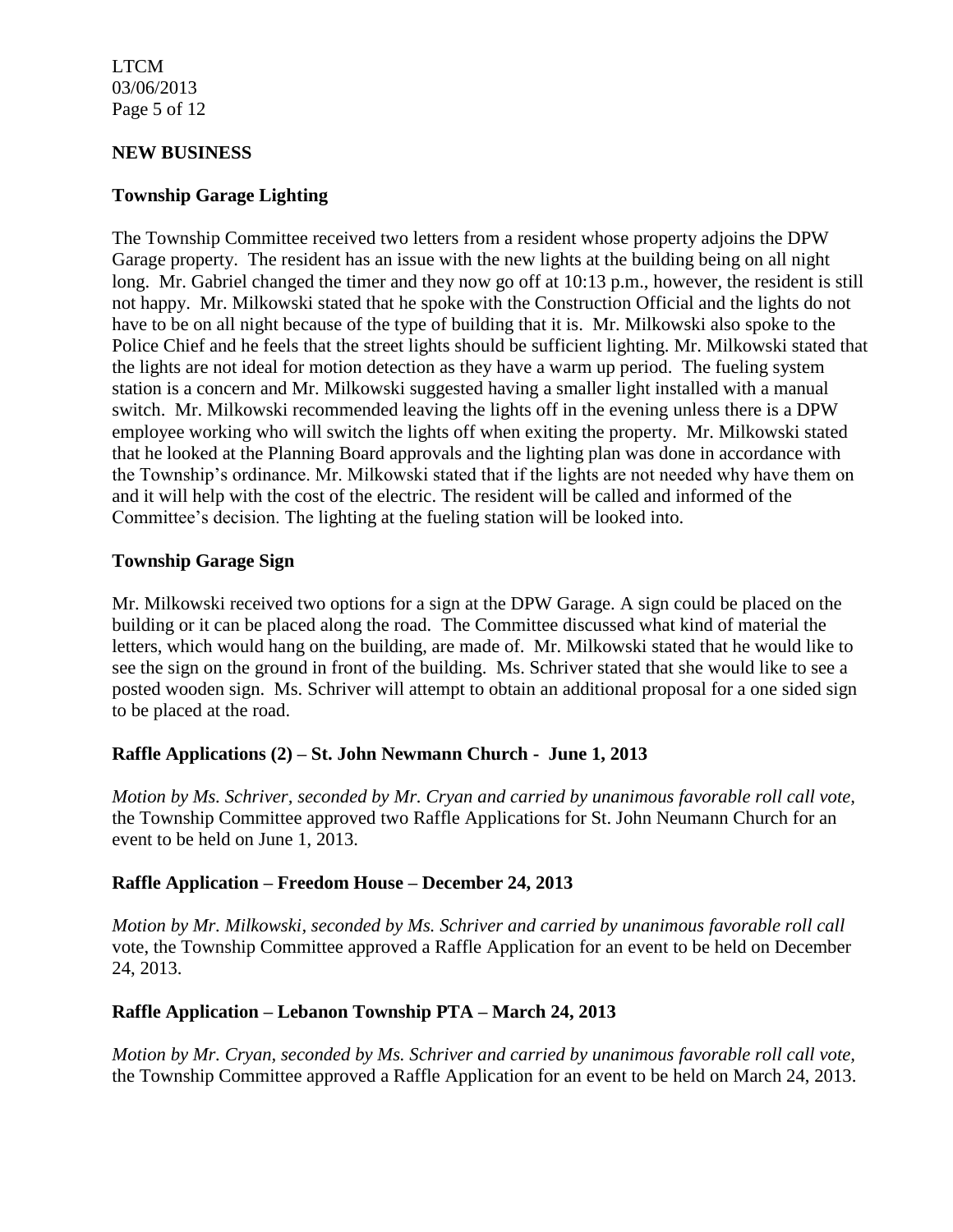## NEW BUSINESS

### Township Garage Lighting

The Township Committee received two letters from a resident whose property adjoins the DPW Garage property. The resident has an issue with the new lights at the building being on all night long. Mr. Gabriel changed the timer and they now go off at 10:13 p.m., however, the resident is still not happy. Mr. Milkowski stated that he spoke with the Construction Official and the lights do not have to be on all night because of the type of building that it is. Mr. Milkowski also spoke to the Police Chief and he feels that the street lights should be sufficient lighting. Mr. Milkowski stated that the lights are not ideal for motion detection as they have a warm up period. The fueling system station is a concern and Mr. Milkowski suggested having a smaller light installed with a manual switch. Mr. Milkowski recommended leaving the lights off in the evening unless there is a DPW employee working who will switch the lights off when exiting the property. Mr. Milkowski stated that he looked at the Planning Board approvals and the lighting plan was done in accordance with the Township's ordinance. Mr. Milkowski stated that if the lights are not needed why have them on and it will help with the cost of the electric. The resident will be called and informed of the Committee's decision. The lighting at the fueling station will be looked into.

### Township Garage Sign

Mr. Milkowski received two options for a sign at the DPW Garage. A sign could be placed on the building or it can be placed along the road. The Committee discussed what kind of material the letters, which would hang on the building, are made of. Mr. Milkowski stated that he would like to see the sign on the ground in front of the building. Ms. Schriver stated that she would like to see a posted wooden sign. Ms. Schriver will attempt to obtain an additional proposal for a one sided sign to be placed at the road.

### Raffle Applications (2) – St. John Newmann Church - June 1, 2013

*Motion by Ms. Schriver, seconded by Mr. Cryan and carried by unanimous favorable roll call vote,* the Township Committee approved two Raffle Applications for St. John Neumann Church for an event to be held on June 1, 2013.

### Raffle Application – Freedom House – December 24, 2013

*Motion by Mr. Milkowski, seconded by Ms. Schriver and carried by unanimous favorable roll call* vote, the Township Committee approved a Raffle Application for an event to be held on December 24, 2013.

### Raffle Application – Lebanon Township PTA – March 24, 2013

*Motion by Mr. Cryan, seconded by Ms. Schriver and carried by unanimous favorable roll call vote,* the Township Committee approved a Raffle Application for an event to be held on March 24, 2013.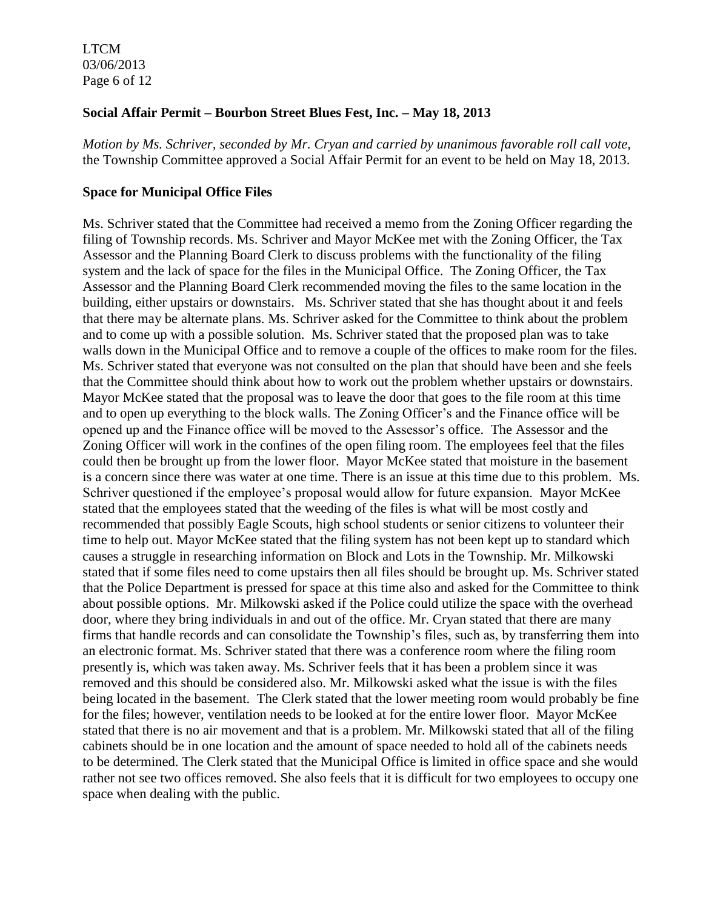**Social Affair Permit – Bourbon Street Blues Fest, Inc. – May 18, 2013**

*Motion by Ms. Schriver, seconded by Mr. Cryan and carried by unanimous favorable roll call vote,* the Township Committee approved a Social Affair Permit for an event to be held on May 18, 2013.

**Space for Municipal Office Files**

Ms. Schriver stated that the Committee had received a memo from the Zoning Officer regarding the filing of Township records. Ms. Schriver and Mayor McKee met with the Zoning Officer, the Tax Assessor and the Planning Board Clerk to discuss problems with the functionality of the filing system and the lack of space for the files in the Municipal Office. The Zoning Officer, the Tax Assessor and the Planning Board Clerk recommended moving the files to the same location in the building, either upstairs or downstairs. Ms. Schriver stated that she has thought about it and feels that there may be alternate plans. Ms. Schriver asked for the Committee to think about the problem and to come up with a possible solution. Ms. Schriver stated that the proposed plan was to take walls down in the Municipal Office and to remove a couple of the offices to make room for the files. Ms. Schriver stated that everyone was not consulted on the plan that should have been and she feels that the Committee should think about how to work out the problem whether upstairs or downstairs. Mayor McKee stated that the proposal was to leave the door that goes to the file room at this time and to open up everything to the block walls. The Zoning Officer's and the Finance office will be opened up and the Finance office will be moved to the Assessor's office. The Assessor and the Zoning Officer will work in the confines of the open filing room. The employees feel that the files could then be brought up from the lower floor. Mayor McKee stated that moisture in the basement is a concern since there was water at one time. There is an issue at this time due to this problem. Ms. Schriver questioned if the employee's proposal would allow for future expansion. Mayor McKee stated that the employees stated that the weeding of the files is what will be most costly and recommended that possibly Eagle Scouts, high school students or senior citizens to volunteer their time to help out. Mayor McKee stated that the filing system has not been kept up to standard which causes a struggle in researching information on Block and Lots in the Township. Mr. Milkowski stated that if some files need to come upstairs then all files should be brought up. Ms. Schriver stated that the Police Department is pressed for space at this time also and asked for the Committee to think about possible options. Mr. Milkowski asked if the Police could utilize the space with the overhead door, where they bring individuals in and out of the office. Mr. Cryan stated that there are many firms that handle records and can consolidate the Township's files, such as, by transferring them into an electronic format. Ms. Schriver stated that there was a conference room where the filing room presently is, which was taken away. Ms. Schriver feels that it has been a problem since it was removed and this should be considered also. Mr. Milkowski asked what the issue is with the files being located in the basement. The Clerk stated that the lower meeting room would probably be fine for the files; however, ventilation needs to be looked at for the entire lower floor. Mayor McKee stated that there is no air movement and that is a problem. Mr. Milkowski stated that all of the filing cabinets should be in one location and the amount of space needed to hold all of the cabinets needs to be determined. The Clerk stated that the Municipal Office is limited in office space and she would rather not see two offices removed. She also feels that it is difficult for two employees to occupy one space when dealing with the public.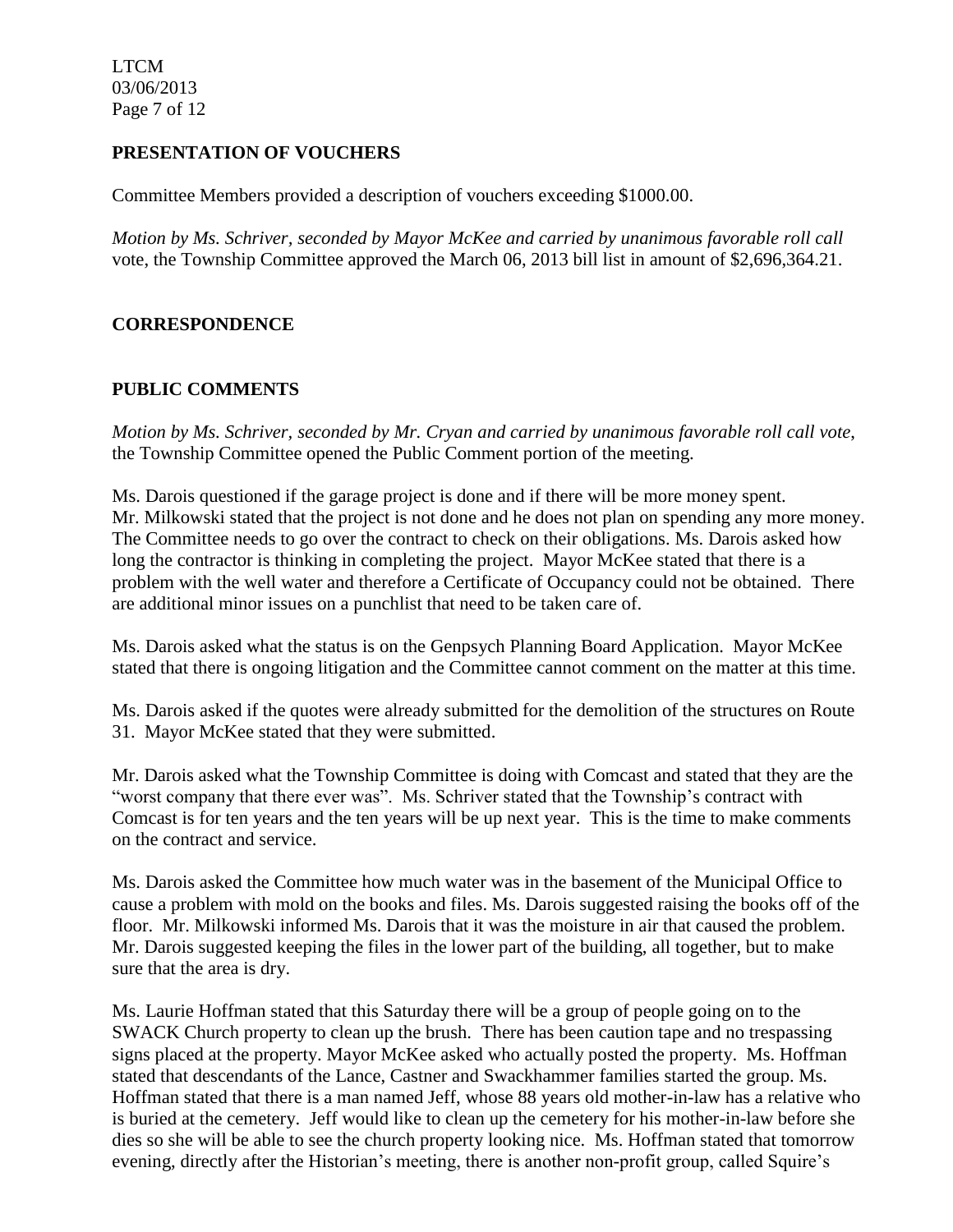## PRESENTATION OF VOUCHERS

Committee Members provided a description of vouchers exceeding $1000.00.

*Motion by Ms. Schriver, seconded by Mayor McKee and carried by unanimous favorable roll call* vote, the Township Committee approved the March 06, 2013 bill list in amount of $2,696,364.21.

## CORRESPONDENCE

## PUBLIC COMMENTS

*Motion by Ms. Schriver, seconded by Mr. Cryan and carried by unanimous favorable roll call vote,* the Township Committee opened the Public Comment portion of the meeting.

Ms. Darois questioned if the garage project is done and if there will be more money spent. Mr. Milkowski stated that the project is not done and he does not plan on spending any more money. The Committee needs to go over the contract to check on their obligations. Ms. Darois asked how long the contractor is thinking in completing the project. Mayor McKee stated that there is a problem with the well water and therefore a Certificate of Occupancy could not be obtained. There are additional minor issues on a punchlist that need to be taken care of.

Ms. Darois asked what the status is on the Genpsych Planning Board Application. Mayor McKee stated that there is ongoing litigation and the Committee cannot comment on the matter at this time.

Ms. Darois asked if the quotes were already submitted for the demolition of the structures on Route 31. Mayor McKee stated that they were submitted.

Mr. Darois asked what the Township Committee is doing with Comcast and stated that they are the "worst company that there ever was". Ms. Schriver stated that the Township's contract with Comcast is for ten years and the ten years will be up next year. This is the time to make comments on the contract and service.

Ms. Darois asked the Committee how much water was in the basement of the Municipal Office to cause a problem with mold on the books and files. Ms. Darois suggested raising the books off of the floor. Mr. Milkowski informed Ms. Darois that it was the moisture in air that caused the problem. Mr. Darois suggested keeping the files in the lower part of the building, all together, but to make sure that the area is dry.

Ms. Laurie Hoffman stated that this Saturday there will be a group of people going on to the SWACK Church property to clean up the brush. There has been caution tape and no trespassing signs placed at the property. Mayor McKee asked who actually posted the property. Ms. Hoffman stated that descendants of the Lance, Castner and Swackhammer families started the group. Ms. Hoffman stated that there is a man named Jeff, whose 88 years old mother-in-law has a relative who is buried at the cemetery. Jeff would like to clean up the cemetery for his mother-in-law before she dies so she will be able to see the church property looking nice. Ms. Hoffman stated that tomorrow evening, directly after the Historian's meeting, there is another non-profit group, called Squire's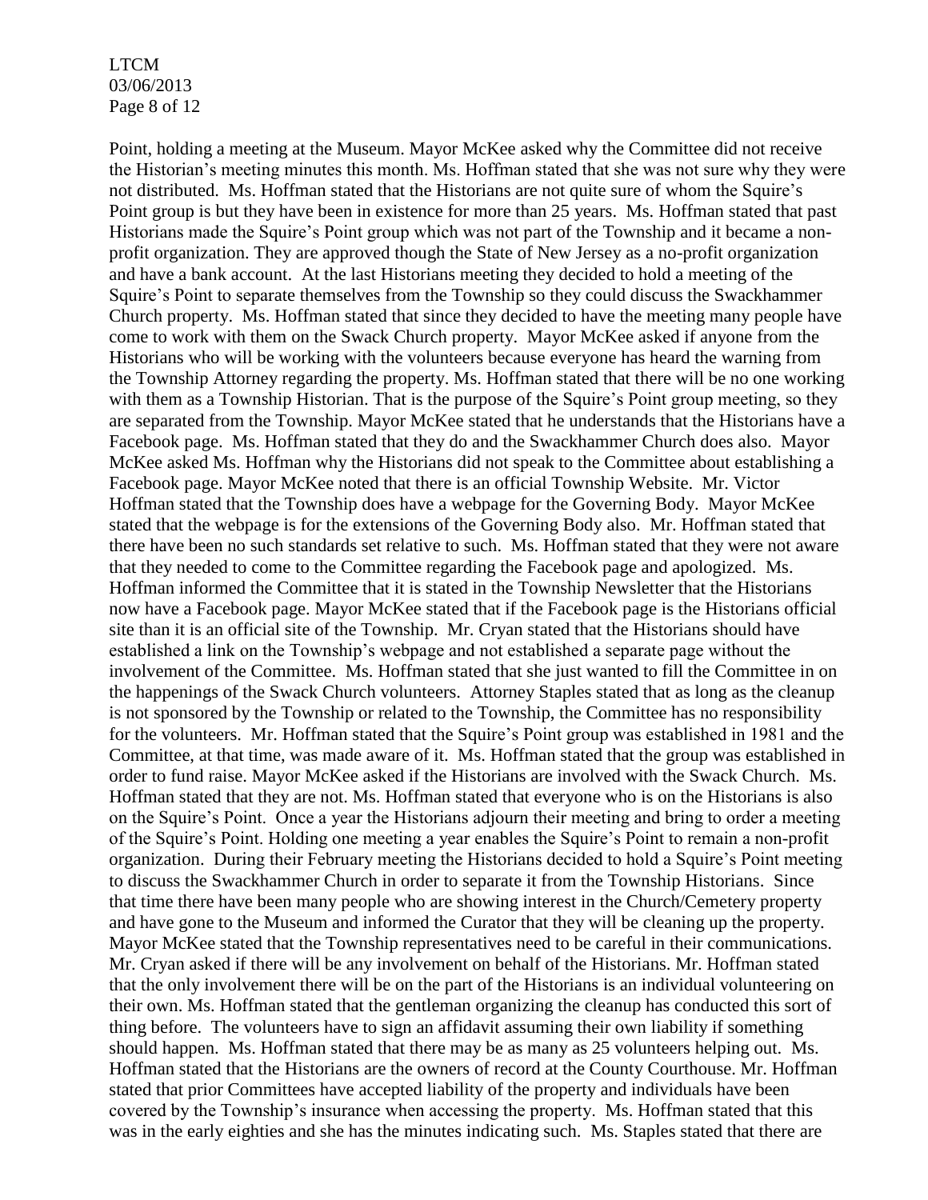Point, holding a meeting at the Museum. Mayor McKee asked why the Committee did not receive the Historian's meeting minutes this month. Ms. Hoffman stated that she was not sure why they were not distributed. Ms. Hoffman stated that the Historians are not quite sure of whom the Squire's Point group is but they have been in existence for more than 25 years. Ms. Hoffman stated that past Historians made the Squire's Point group which was not part of the Township and it became a non-profit organization. They are approved though the State of New Jersey as a no-profit organization and have a bank account. At the last Historians meeting they decided to hold a meeting of the Squire's Point to separate themselves from the Township so they could discuss the Swackhammer Church property. Ms. Hoffman stated that since they decided to have the meeting many people have come to work with them on the Swack Church property. Mayor McKee asked if anyone from the Historians who will be working with the volunteers because everyone has heard the warning from the Township Attorney regarding the property. Ms. Hoffman stated that there will be no one working with them as a Township Historian. That is the purpose of the Squire's Point group meeting, so they are separated from the Township. Mayor McKee stated that he understands that the Historians have a Facebook page. Ms. Hoffman stated that they do and the Swackhammer Church does also. Mayor McKee asked Ms. Hoffman why the Historians did not speak to the Committee about establishing a Facebook page. Mayor McKee noted that there is an official Township Website. Mr. Victor Hoffman stated that the Township does have a webpage for the Governing Body. Mayor McKee stated that the webpage is for the extensions of the Governing Body also. Mr. Hoffman stated that there have been no such standards set relative to such. Ms. Hoffman stated that they were not aware that they needed to come to the Committee regarding the Facebook page and apologized. Ms. Hoffman informed the Committee that it is stated in the Township Newsletter that the Historians now have a Facebook page. Mayor McKee stated that if the Facebook page is the Historians official site than it is an official site of the Township. Mr. Cryan stated that the Historians should have established a link on the Township's webpage and not established a separate page without the involvement of the Committee. Ms. Hoffman stated that she just wanted to fill the Committee in on the happenings of the Swack Church volunteers. Attorney Staples stated that as long as the cleanup is not sponsored by the Township or related to the Township, the Committee has no responsibility for the volunteers. Mr. Hoffman stated that the Squire's Point group was established in 1981 and the Committee, at that time, was made aware of it. Ms. Hoffman stated that the group was established in order to fund raise. Mayor McKee asked if the Historians are involved with the Swack Church. Ms. Hoffman stated that they are not. Ms. Hoffman stated that everyone who is on the Historians is also on the Squire's Point. Once a year the Historians adjourn their meeting and bring to order a meeting of the Squire's Point. Holding one meeting a year enables the Squire's Point to remain a non-profit organization. During their February meeting the Historians decided to hold a Squire's Point meeting to discuss the Swackhammer Church in order to separate it from the Township Historians. Since that time there have been many people who are showing interest in the Church/Cemetery property and have gone to the Museum and informed the Curator that they will be cleaning up the property. Mayor McKee stated that the Township representatives need to be careful in their communications. Mr. Cryan asked if there will be any involvement on behalf of the Historians. Mr. Hoffman stated that the only involvement there will be on the part of the Historians is an individual volunteering on their own. Ms. Hoffman stated that the gentleman organizing the cleanup has conducted this sort of thing before. The volunteers have to sign an affidavit assuming their own liability if something should happen. Ms. Hoffman stated that there may be as many as 25 volunteers helping out. Ms. Hoffman stated that the Historians are the owners of record at the County Courthouse. Mr. Hoffman stated that prior Committees have accepted liability of the property and individuals have been covered by the Township's insurance when accessing the property. Ms. Hoffman stated that this was in the early eighties and she has the minutes indicating such. Ms. Staples stated that there are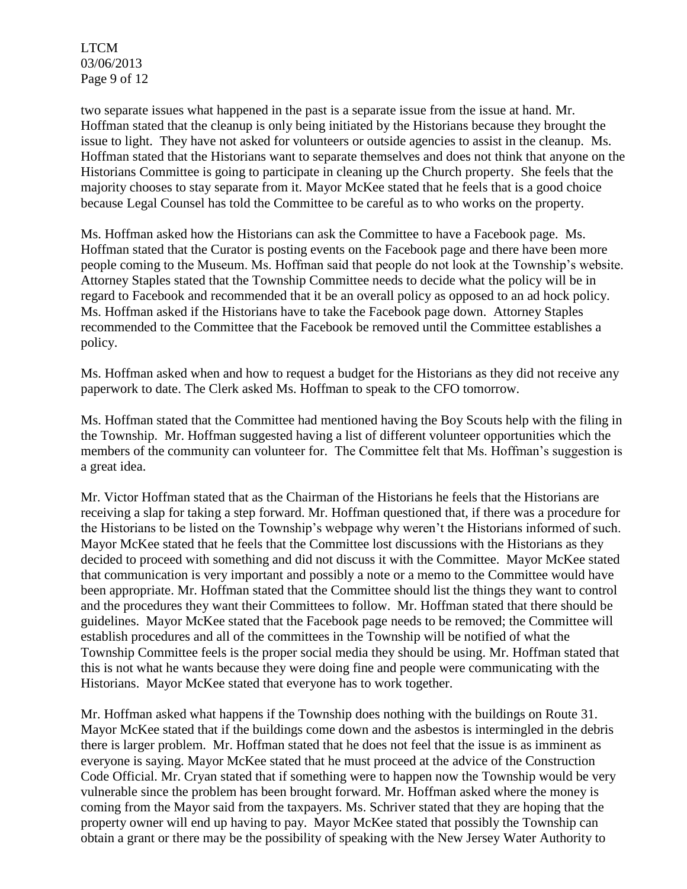two separate issues what happened in the past is a separate issue from the issue at hand. Mr. Hoffman stated that the cleanup is only being initiated by the Historians because they brought the issue to light. They have not asked for volunteers or outside agencies to assist in the cleanup. Ms. Hoffman stated that the Historians want to separate themselves and does not think that anyone on the Historians Committee is going to participate in cleaning up the Church property. She feels that the majority chooses to stay separate from it. Mayor McKee stated that he feels that is a good choice because Legal Counsel has told the Committee to be careful as to who works on the property.

Ms. Hoffman asked how the Historians can ask the Committee to have a Facebook page. Ms. Hoffman stated that the Curator is posting events on the Facebook page and there have been more people coming to the Museum. Ms. Hoffman said that people do not look at the Township's website. Attorney Staples stated that the Township Committee needs to decide what the policy will be in regard to Facebook and recommended that it be an overall policy as opposed to an ad hock policy. Ms. Hoffman asked if the Historians have to take the Facebook page down. Attorney Staples recommended to the Committee that the Facebook be removed until the Committee establishes a policy.

Ms. Hoffman asked when and how to request a budget for the Historians as they did not receive any paperwork to date. The Clerk asked Ms. Hoffman to speak to the CFO tomorrow.

Ms. Hoffman stated that the Committee had mentioned having the Boy Scouts help with the filing in the Township. Mr. Hoffman suggested having a list of different volunteer opportunities which the members of the community can volunteer for. The Committee felt that Ms. Hoffman's suggestion is a great idea.

Mr. Victor Hoffman stated that as the Chairman of the Historians he feels that the Historians are receiving a slap for taking a step forward. Mr. Hoffman questioned that, if there was a procedure for the Historians to be listed on the Township's webpage why weren't the Historians informed of such. Mayor McKee stated that he feels that the Committee lost discussions with the Historians as they decided to proceed with something and did not discuss it with the Committee. Mayor McKee stated that communication is very important and possibly a note or a memo to the Committee would have been appropriate. Mr. Hoffman stated that the Committee should list the things they want to control and the procedures they want their Committees to follow. Mr. Hoffman stated that there should be guidelines. Mayor McKee stated that the Facebook page needs to be removed; the Committee will establish procedures and all of the committees in the Township will be notified of what the Township Committee feels is the proper social media they should be using. Mr. Hoffman stated that this is not what he wants because they were doing fine and people were communicating with the Historians. Mayor McKee stated that everyone has to work together.

Mr. Hoffman asked what happens if the Township does nothing with the buildings on Route 31. Mayor McKee stated that if the buildings come down and the asbestos is intermingled in the debris there is larger problem. Mr. Hoffman stated that he does not feel that the issue is as imminent as everyone is saying. Mayor McKee stated that he must proceed at the advice of the Construction Code Official. Mr. Cryan stated that if something were to happen now the Township would be very vulnerable since the problem has been brought forward. Mr. Hoffman asked where the money is coming from the Mayor said from the taxpayers. Ms. Schriver stated that they are hoping that the property owner will end up having to pay. Mayor McKee stated that possibly the Township can obtain a grant or there may be the possibility of speaking with the New Jersey Water Authority to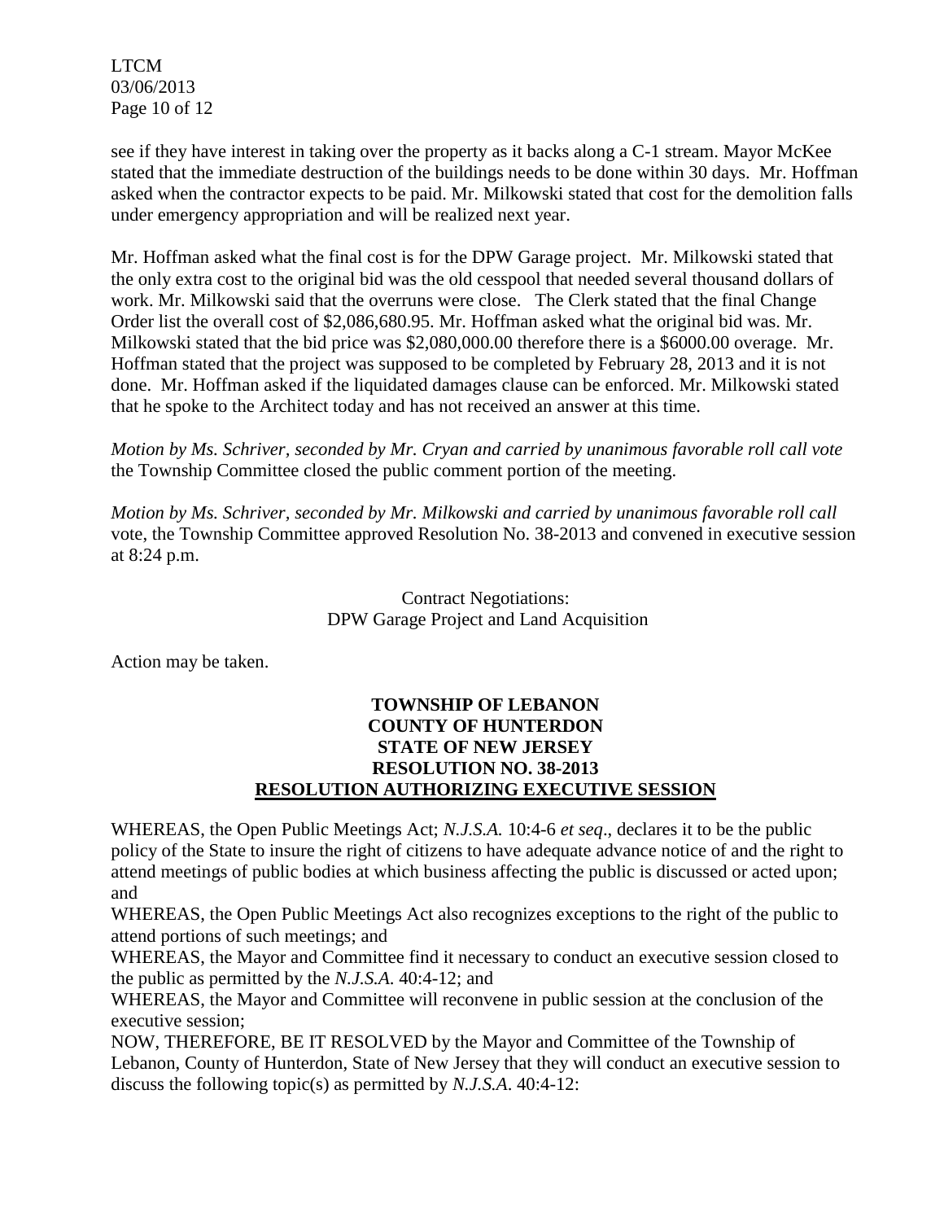see if they have interest in taking over the property as it backs along a C-1 stream. Mayor McKee stated that the immediate destruction of the buildings needs to be done within 30 days. Mr. Hoffman asked when the contractor expects to be paid. Mr. Milkowski stated that cost for the demolition falls under emergency appropriation and will be realized next year.

Mr. Hoffman asked what the final cost is for the DPW Garage project. Mr. Milkowski stated that the only extra cost to the original bid was the old cesspool that needed several thousand dollars of work. Mr. Milkowski said that the overruns were close. The Clerk stated that the final Change Order list the overall cost of $2,086,680.95. Mr. Hoffman asked what the original bid was. Mr. Milkowski stated that the bid price was $2,080,000.00 therefore there is a $6000.00 overage. Mr. Hoffman stated that the project was supposed to be completed by February 28, 2013 and it is not done. Mr. Hoffman asked if the liquidated damages clause can be enforced. Mr. Milkowski stated that he spoke to the Architect today and has not received an answer at this time.

*Motion by Ms. Schriver, seconded by Mr. Cryan and carried by unanimous favorable roll call vote* the Township Committee closed the public comment portion of the meeting.

*Motion by Ms. Schriver, seconded by Mr. Milkowski and carried by unanimous favorable roll call* vote, the Township Committee approved Resolution No. 38-2013 and convened in executive session at 8:24 p.m.

Contract Negotiations:
DPW Garage Project and Land Acquisition

Action may be taken.

**TOWNSHIP OF LEBANON**
**COUNTY OF HUNTERDON**
**STATE OF NEW JERSEY**
**RESOLUTION NO. 38-2013**
**RESOLUTION AUTHORIZING EXECUTIVE SESSION**

WHEREAS, the Open Public Meetings Act; *N.J.S.A.* 10:4-6 *et seq*., declares it to be the public policy of the State to insure the right of citizens to have adequate advance notice of and the right to attend meetings of public bodies at which business affecting the public is discussed or acted upon; and

WHEREAS, the Open Public Meetings Act also recognizes exceptions to the right of the public to attend portions of such meetings; and

WHEREAS, the Mayor and Committee find it necessary to conduct an executive session closed to the public as permitted by the *N.J.S.A.* 40:4-12; and

WHEREAS, the Mayor and Committee will reconvene in public session at the conclusion of the executive session;

NOW, THEREFORE, BE IT RESOLVED by the Mayor and Committee of the Township of Lebanon, County of Hunterdon, State of New Jersey that they will conduct an executive session to discuss the following topic(s) as permitted by *N.J.S.A*. 40:4-12: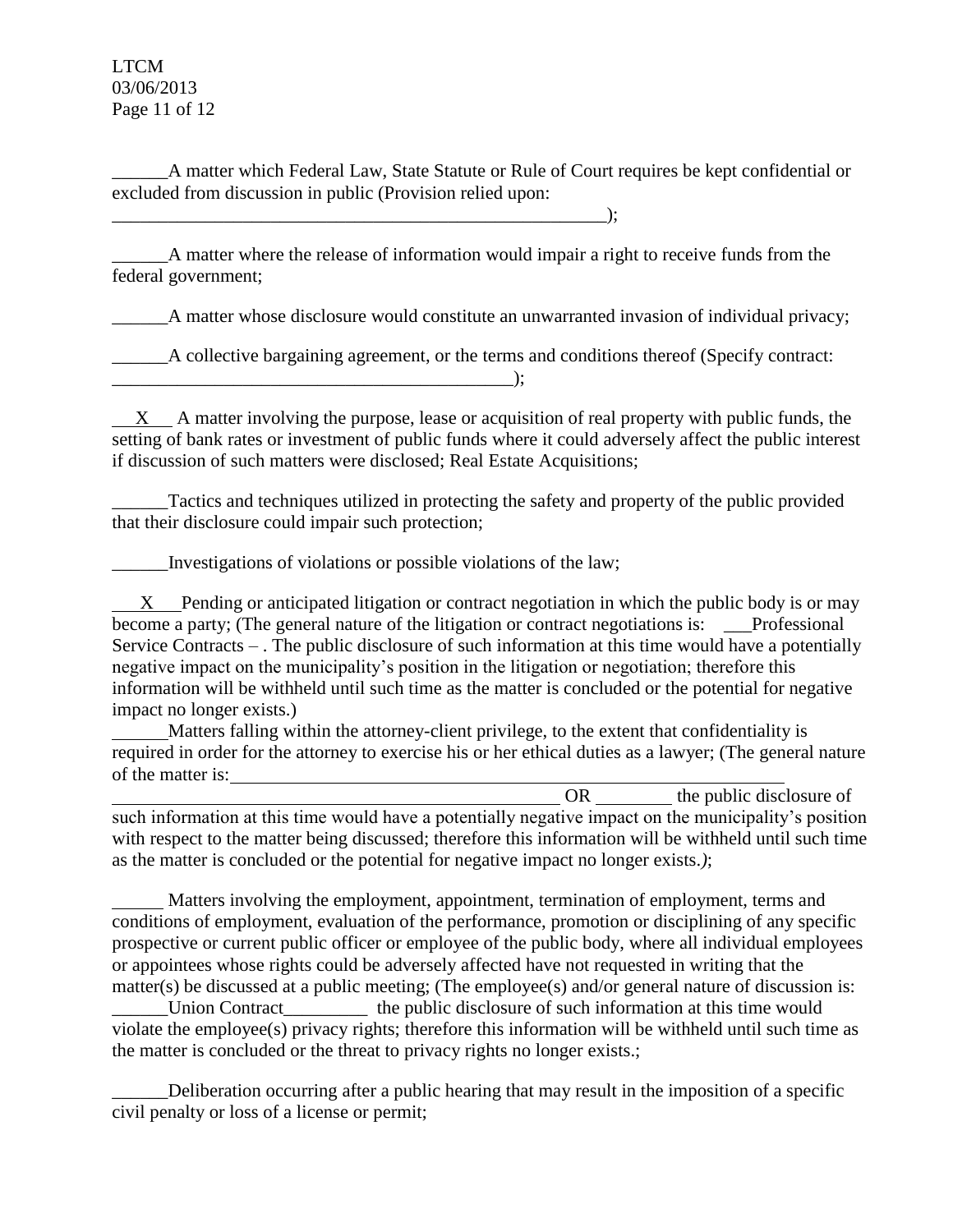______A matter which Federal Law, State Statute or Rule of Court requires be kept confidential or excluded from discussion in public (Provision relied upon: ________________________________________________________);

______A matter where the release of information would impair a right to receive funds from the federal government;

______A matter whose disclosure would constitute an unwarranted invasion of individual privacy;

______A collective bargaining agreement, or the terms and conditions thereof (Specify contract: _____________________________________________);

__X__ A matter involving the purpose, lease or acquisition of real property with public funds, the setting of bank rates or investment of public funds where it could adversely affect the public interest if discussion of such matters were disclosed; Real Estate Acquisitions;

______Tactics and techniques utilized in protecting the safety and property of the public provided that their disclosure could impair such protection;

______Investigations of violations or possible violations of the law;

__X__Pending or anticipated litigation or contract negotiation in which the public body is or may become a party; (The general nature of the litigation or contract negotiations is: ___Professional Service Contracts – . The public disclosure of such information at this time would have a potentially negative impact on the municipality's position in the litigation or negotiation; therefore this information will be withheld until such time as the matter is concluded or the potential for negative impact no longer exists.)

______Matters falling within the attorney-client privilege, to the extent that confidentiality is required in order for the attorney to exercise his or her ethical duties as a lawyer; (The general nature of the matter is: ________________________________________________________________ OR ________ the public disclosure of such information at this time would have a potentially negative impact on the municipality's position with respect to the matter being discussed; therefore this information will be withheld until such time as the matter is concluded or the potential for negative impact no longer exists.*)*;

______ Matters involving the employment, appointment, termination of employment, terms and conditions of employment, evaluation of the performance, promotion or disciplining of any specific prospective or current public officer or employee of the public body, where all individual employees or appointees whose rights could be adversely affected have not requested in writing that the matter(s) be discussed at a public meeting; (The employee(s) and/or general nature of discussion is: ______Union Contract_________ the public disclosure of such information at this time would violate the employee(s) privacy rights; therefore this information will be withheld until such time as the matter is concluded or the threat to privacy rights no longer exists.;

______Deliberation occurring after a public hearing that may result in the imposition of a specific civil penalty or loss of a license or permit;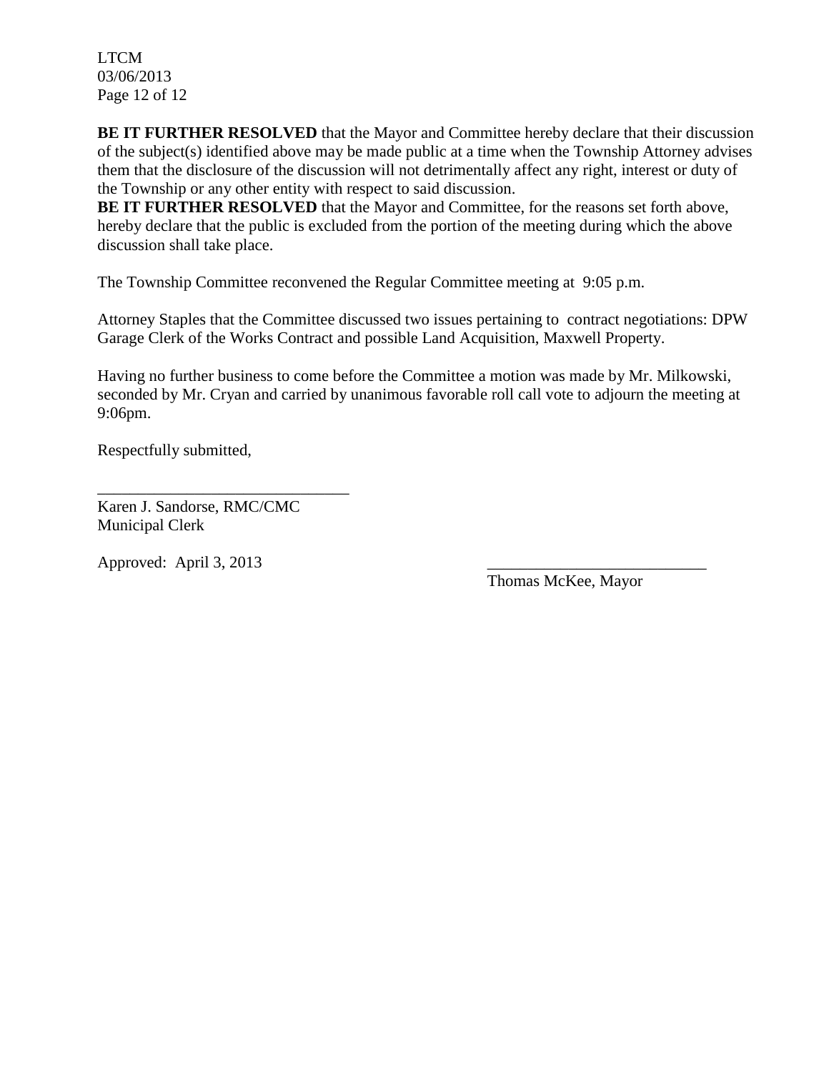**BE IT FURTHER RESOLVED** that the Mayor and Committee hereby declare that their discussion of the subject(s) identified above may be made public at a time when the Township Attorney advises them that the disclosure of the discussion will not detrimentally affect any right, interest or duty of the Township or any other entity with respect to said discussion.
**BE IT FURTHER RESOLVED** that the Mayor and Committee, for the reasons set forth above, hereby declare that the public is excluded from the portion of the meeting during which the above discussion shall take place.

The Township Committee reconvened the Regular Committee meeting at 9:05 p.m.

Attorney Staples that the Committee discussed two issues pertaining to contract negotiations: DPW Garage Clerk of the Works Contract and possible Land Acquisition, Maxwell Property.

Having no further business to come before the Committee a motion was made by Mr. Milkowski, seconded by Mr. Cryan and carried by unanimous favorable roll call vote to adjourn the meeting at 9:06pm.

Respectfully submitted,

_______________________________
Karen J. Sandorse, RMC/CMC
Municipal Clerk

Approved: April 3, 2013

___________________________
Thomas McKee, Mayor